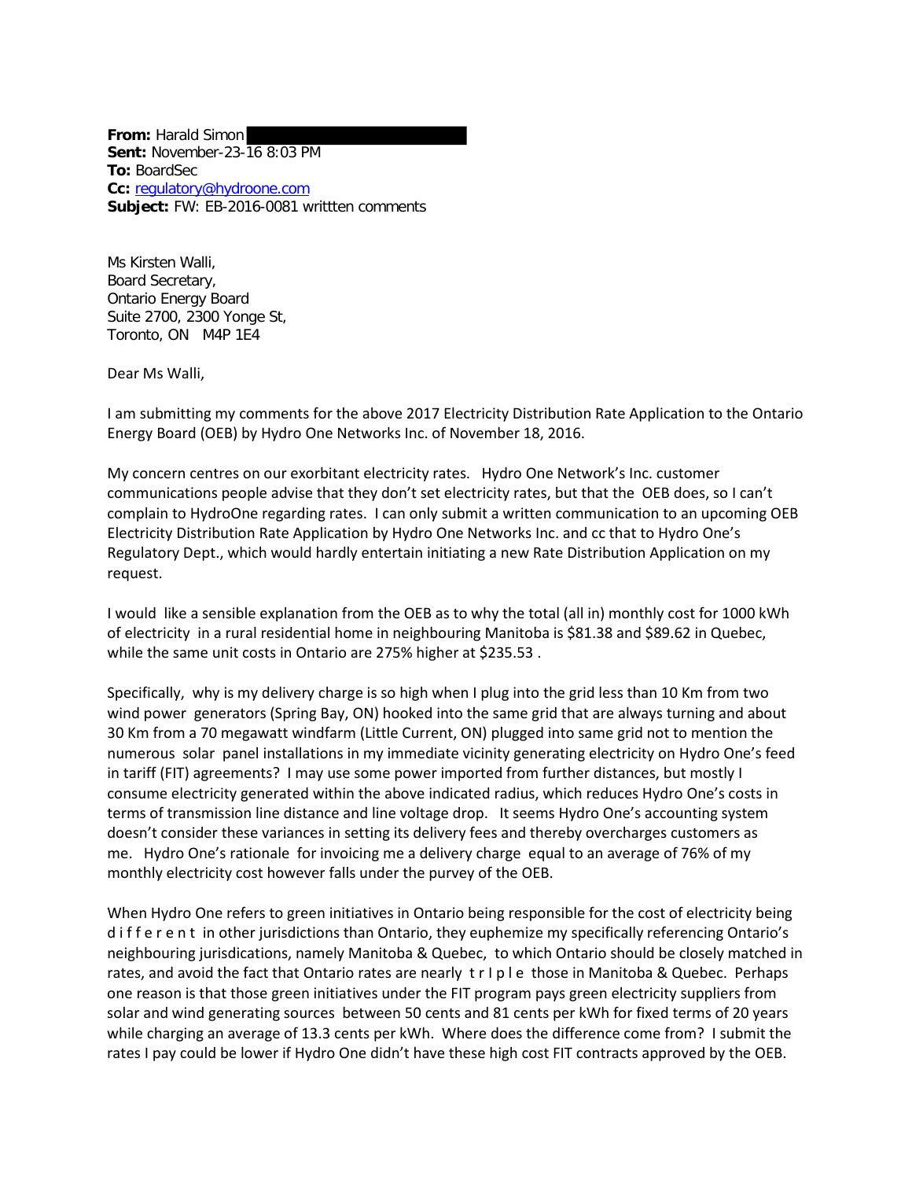**From:** Harald Simon
**Sent:** November-23-16 8:03 PM
**To:** BoardSec
**Cc:** regulatory@hydroone.com
**Subject:** FW: EB-2016-0081 writtten comments

Ms Kirsten Walli,
Board Secretary,
Ontario Energy Board
Suite 2700, 2300 Yonge St,
Toronto, ON M4P 1E4

Dear Ms Walli,

I am submitting my comments for the above 2017 Electricity Distribution Rate Application to the Ontario Energy Board (OEB) by Hydro One Networks Inc. of November 18, 2016.

My concern centres on our exorbitant electricity rates. Hydro One Network's Inc. customer communications people advise that they don't set electricity rates, but that the OEB does, so I can't complain to HydroOne regarding rates. I can only submit a written communication to an upcoming OEB Electricity Distribution Rate Application by Hydro One Networks Inc. and cc that to Hydro One's Regulatory Dept., which would hardly entertain initiating a new Rate Distribution Application on my request.

I would like a sensible explanation from the OEB as to why the total (all in) monthly cost for 1000 kWh of electricity in a rural residential home in neighbouring Manitoba is $81.38 and $89.62 in Quebec, while the same unit costs in Ontario are 275% higher at $235.53 .

Specifically, why is my delivery charge is so high when I plug into the grid less than 10 Km from two wind power generators (Spring Bay, ON) hooked into the same grid that are always turning and about 30 Km from a 70 megawatt windfarm (Little Current, ON) plugged into same grid not to mention the numerous solar panel installations in my immediate vicinity generating electricity on Hydro One's feed in tariff (FIT) agreements? I may use some power imported from further distances, but mostly I consume electricity generated within the above indicated radius, which reduces Hydro One's costs in terms of transmission line distance and line voltage drop. It seems Hydro One's accounting system doesn't consider these variances in setting its delivery fees and thereby overcharges customers as me. Hydro One's rationale for invoicing me a delivery charge equal to an average of 76% of my monthly electricity cost however falls under the purvey of the OEB.

When Hydro One refers to green initiatives in Ontario being responsible for the cost of electricity being d i f f e r e n t in other jurisdictions than Ontario, they euphemize my specifically referencing Ontario's neighbouring jurisdications, namely Manitoba & Quebec, to which Ontario should be closely matched in rates, and avoid the fact that Ontario rates are nearly t r I p l e those in Manitoba & Quebec. Perhaps one reason is that those green initiatives under the FIT program pays green electricity suppliers from solar and wind generating sources between 50 cents and 81 cents per kWh for fixed terms of 20 years while charging an average of 13.3 cents per kWh. Where does the difference come from? I submit the rates I pay could be lower if Hydro One didn't have these high cost FIT contracts approved by the OEB.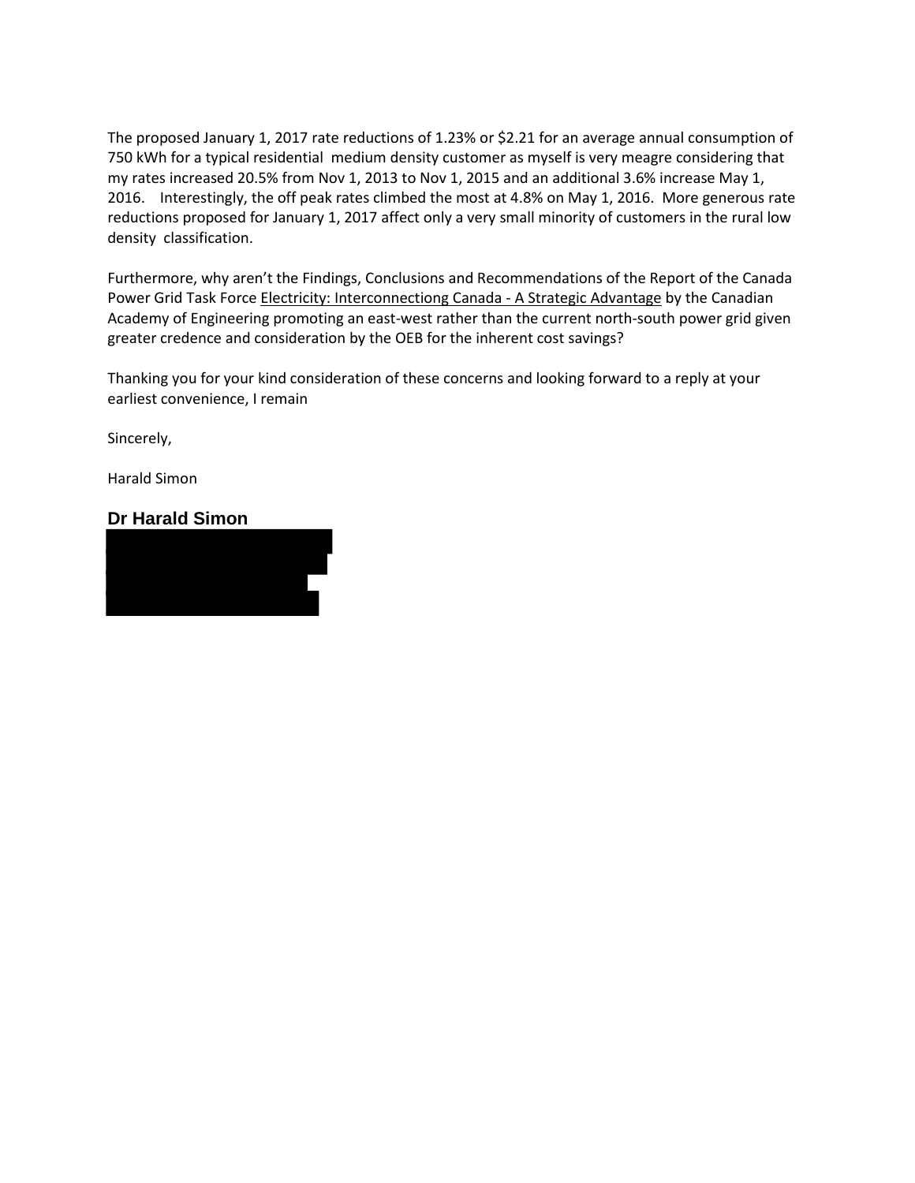The proposed January 1, 2017 rate reductions of 1.23% or $2.21 for an average annual consumption of 750 kWh for a typical residential medium density customer as myself is very meagre considering that my rates increased 20.5% from Nov 1, 2013 to Nov 1, 2015 and an additional 3.6% increase May 1, 2016. Interestingly, the off peak rates climbed the most at 4.8% on May 1, 2016. More generous rate reductions proposed for January 1, 2017 affect only a very small minority of customers in the rural low density classification.

Furthermore, why aren't the Findings, Conclusions and Recommendations of the Report of the Canada Power Grid Task Force Electricity: Interconnectiong Canada - A Strategic Advantage by the Canadian Academy of Engineering promoting an east-west rather than the current north-south power grid given greater credence and consideration by the OEB for the inherent cost savings?

Thanking you for your kind consideration of these concerns and looking forward to a reply at your earliest convenience, I remain

Sincerely,

Harald Simon

**Dr Harald Simon**